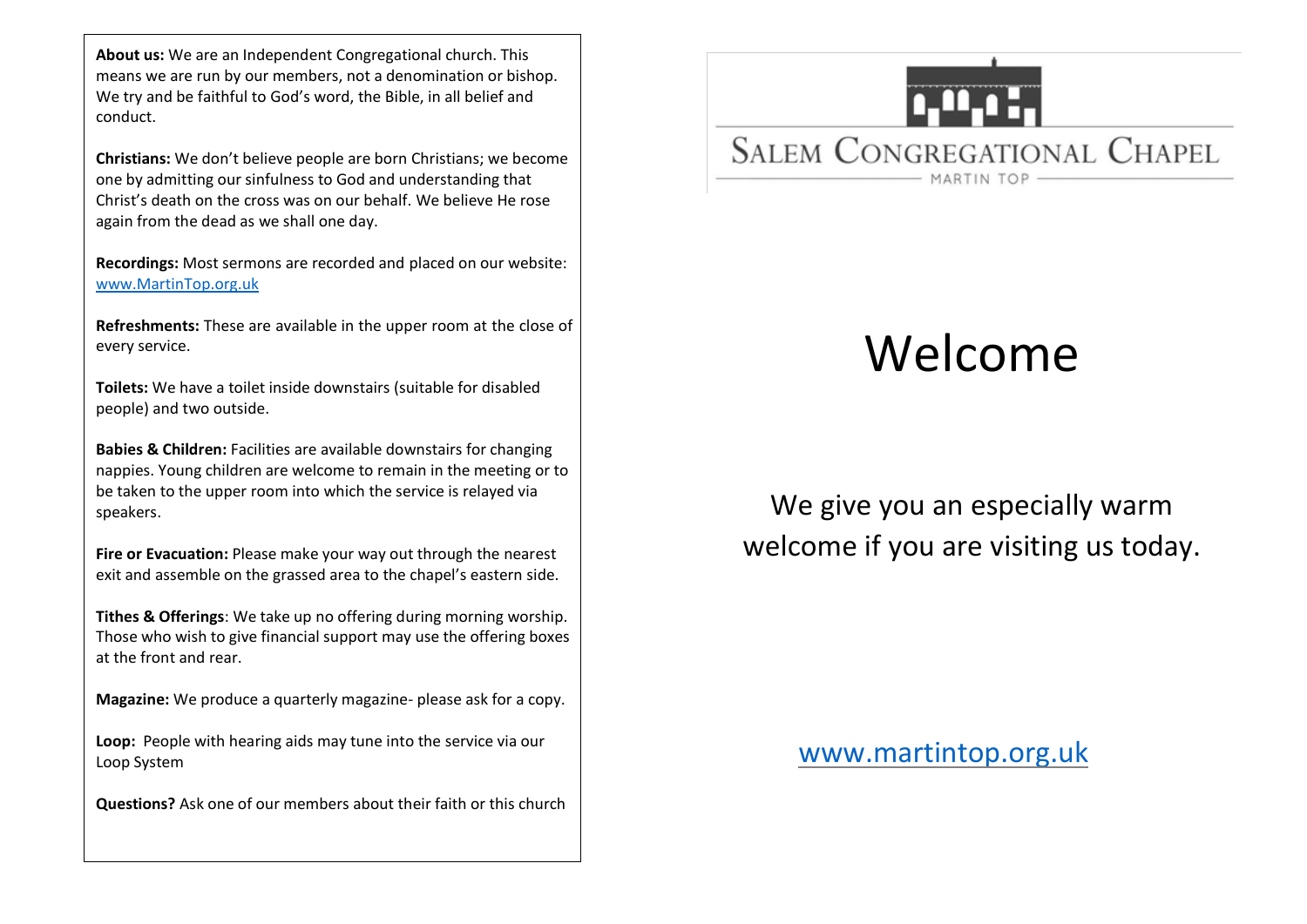**About us:** We are an Independent Congregational church. This means we are run by our members, not a denomination or bishop. We try and be faithful to God's word, the Bible, in all belief and conduct.

**Christians:** We don't believe people are born Christians; we become one by admitting our sinfulness to God and understanding that Christ's death on the cross was on our behalf. We believe He rose again from the dead as we shall one day.

**Recordings:** Most sermons are recorded and placed on our website: [www.MartinTop.org.uk](http://www.MartinTop.org.uk)

**Refreshments:** These are available in the upper room at the close of every service.

**Toilets:** We have a toilet inside downstairs (suitable for disabled people) and two outside.

**Babies & Children:** Facilities are available downstairs for changing nappies. Young children are welcome to remain in the meeting or to be taken to the upper room into which the service is relayed via speakers.

**Fire or Evacuation:** Please make your way out through the nearest exit and assemble on the grassed area to the chapel's eastern side.

**Tithes & Offerings**: We take up no offering during morning worship. Those who wish to give financial support may use the offering boxes at the front and rear.

**Magazine:** We produce a quarterly magazine- please ask for a copy.

**Loop:** People with hearing aids may tune into the service via our Loop System

**Questions?** Ask one of our members about their faith or this church

SALEM CONGREGATIONAL CHAPEL

MARTIN TOP

# Welcome

We give you an especially warm welcome if you are visiting us today.

[www.martintop.org.uk](http://www.martintop.org.uk)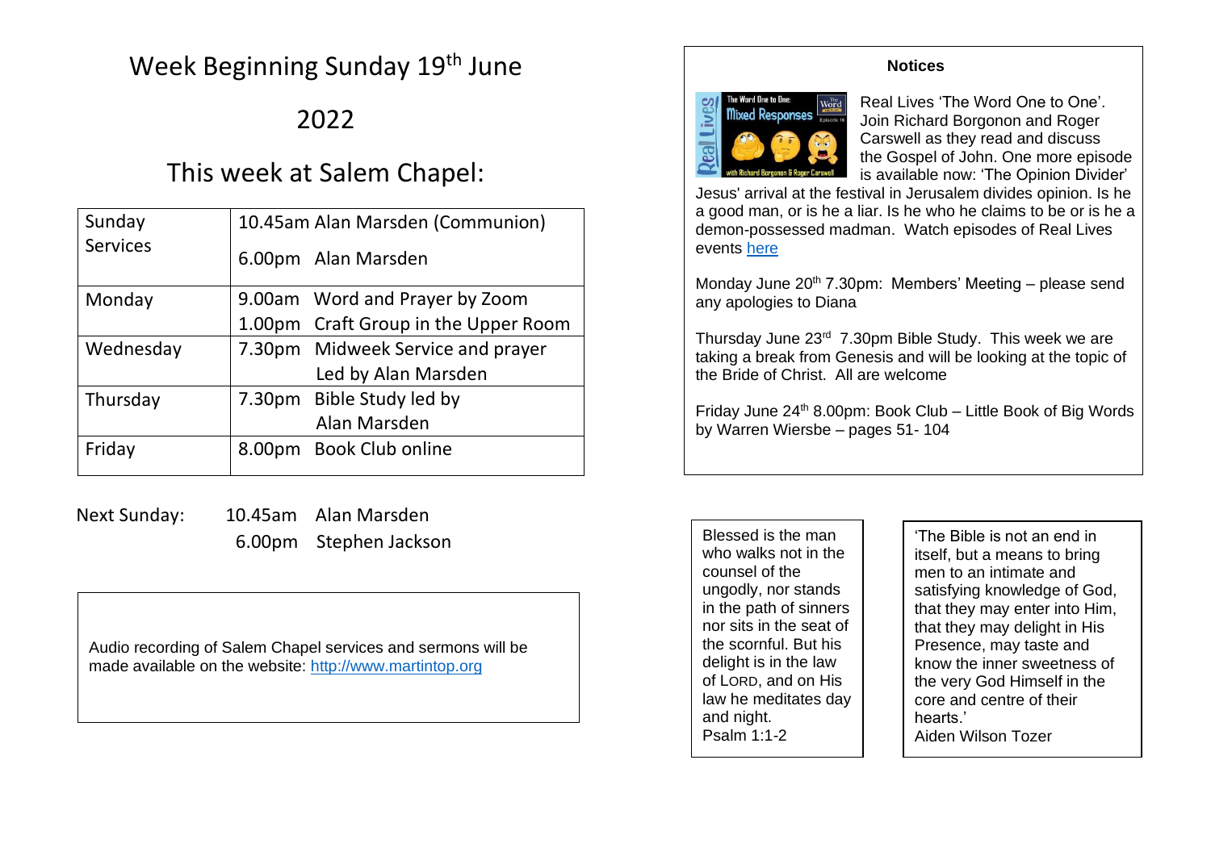# Week Beginning Sunday 19th June

# 2022

## This week at Salem Chapel:

| | |
|---|---|
| Sunday Services | 10.45am Alan Marsden (Communion)<br>6.00pm Alan Marsden |
| Monday | 9.00am Word and Prayer by Zoom<br>1.00pm Craft Group in the Upper Room |
| Wednesday | 7.30pm Midweek Service and prayer Led by Alan Marsden |
| Thursday | 7.30pm Bible Study led by Alan Marsden |
| Friday | 8.00pm Book Club online |

Next Sunday: 10.45am Alan Marsden
6.00pm Stephen Jackson

Audio recording of Salem Chapel services and sermons will be made available on the website: http://www.martintop.org

**Notices**

Real Lives 'The Word One to One'. Join Richard Borgonon and Roger Carswell as they read and discuss the Gospel of John. One more episode is available now: 'The Opinion Divider' Jesus' arrival at the festival in Jerusalem divides opinion. Is he a good man, or is he a liar. Is he who he claims to be or is he a demon-possessed madman. Watch episodes of Real Lives events here

Monday June 20th 7.30pm: Members' Meeting – please send any apologies to Diana

Thursday June 23rd 7.30pm Bible Study. This week we are taking a break from Genesis and will be looking at the topic of the Bride of Christ. All are welcome

Friday June 24th 8.00pm: Book Club – Little Book of Big Words by Warren Wiersbe – pages 51- 104

Blessed is the man who walks not in the counsel of the ungodly, nor stands in the path of sinners nor sits in the seat of the scornful. But his delight is in the law of LORD, and on His law he meditates day and night.
Psalm 1:1-2

'The Bible is not an end in itself, but a means to bring men to an intimate and satisfying knowledge of God, that they may enter into Him, that they may delight in His Presence, may taste and know the inner sweetness of the very God Himself in the core and centre of their hearts.'
Aiden Wilson Tozer